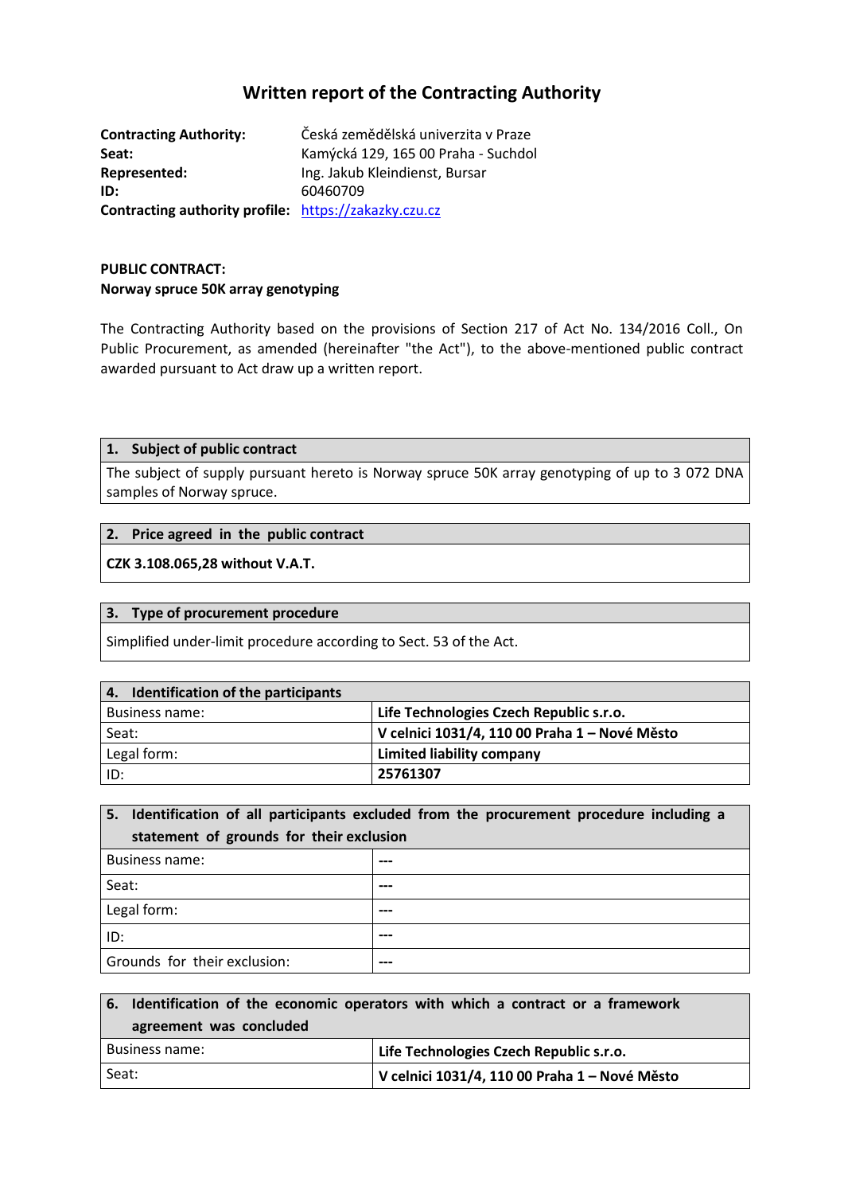# Written report of the Contracting Authority

| | |
|---|---|
| **Contracting Authority:** | Česká zemědělská univerzita v Praze |
| **Seat:** | Kamýcká 129, 165 00 Praha - Suchdol |
| **Represented:** | Ing. Jakub Kleindienst, Bursar |
| **ID:** | 60460709 |
| **Contracting authority profile:** | https://zakazky.czu.cz |

**PUBLIC CONTRACT:**
**Norway spruce 50K array genotyping**

The Contracting Authority based on the provisions of Section 217 of Act No. 134/2016 Coll., On Public Procurement, as amended (hereinafter "the Act"), to the above-mentioned public contract awarded pursuant to Act draw up a written report.

## 1. Subject of public contract

The subject of supply pursuant hereto is Norway spruce 50K array genotyping of up to 3 072 DNA samples of Norway spruce.

## 2. Price agreed in the public contract

**CZK 3.108.065,28 without V.A.T.**

## 3. Type of procurement procedure

Simplified under-limit procedure according to Sect. 53 of the Act.

## 4. Identification of the participants

| | |
|---|---|
| Business name: | **Life Technologies Czech Republic s.r.o.** |
| Seat: | **V celnici 1031/4, 110 00 Praha 1 – Nové Město** |
| Legal form: | **Limited liability company** |
| ID: | **25761307** |

## 5. Identification of all participants excluded from the procurement procedure including a statement of grounds for their exclusion

| | |
|---|---|
| Business name: | --- |
| Seat: | --- |
| Legal form: | --- |
| ID: | --- |
| Grounds for their exclusion: | --- |

## 6. Identification of the economic operators with which a contract or a framework agreement was concluded

| | |
|---|---|
| Business name: | **Life Technologies Czech Republic s.r.o.** |
| Seat: | **V celnici 1031/4, 110 00 Praha 1 – Nové Město** |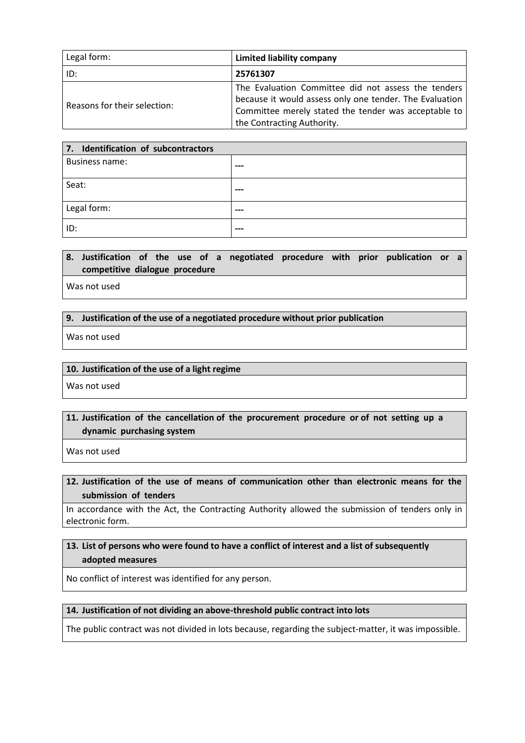| | |
|---|---|
| Legal form: | **Limited liability company** |
| ID: | **25761307** |
| Reasons for their selection: | The Evaluation Committee did not assess the tenders because it would assess only one tender. The Evaluation Committee merely stated the tender was acceptable to the Contracting Authority. |

| **7. Identification of subcontractors** | |
|---|---|
| Business name: | --- |
| Seat: | --- |
| Legal form: | --- |
| ID: | --- |

**8. Justification of the use of a negotiated procedure with prior publication or a competitive dialogue procedure**

Was not used

**9. Justification of the use of a negotiated procedure without prior publication**

Was not used

**10. Justification of the use of a light regime**

Was not used

**11. Justification of the cancellation of the procurement procedure or of not setting up a dynamic purchasing system**

Was not used

**12. Justification of the use of means of communication other than electronic means for the submission of tenders**

In accordance with the Act, the Contracting Authority allowed the submission of tenders only in electronic form.

**13. List of persons who were found to have a conflict of interest and a list of subsequently adopted measures**

No conflict of interest was identified for any person.

**14. Justification of not dividing an above-threshold public contract into lots**

The public contract was not divided in lots because, regarding the subject-matter, it was impossible.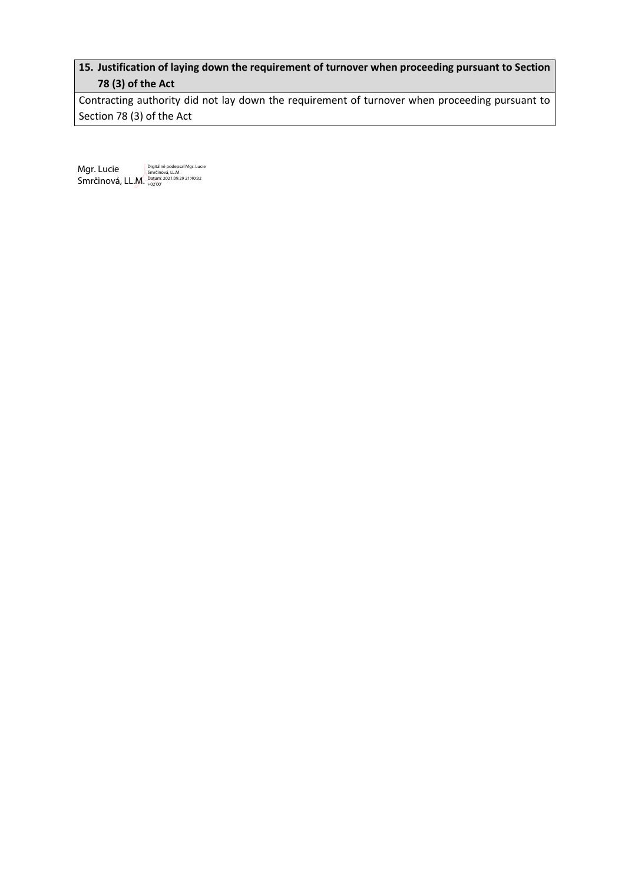| **15. Justification of laying down the requirement of turnover when proceeding pursuant to Section 78 (3) of the Act** |
| --- |
| Contracting authority did not lay down the requirement of turnover when proceeding pursuant to Section 78 (3) of the Act |

Mgr. Lucie Smrčinová, LL.M.

Digitálně podepsal Mgr. Lucie Smrčinová, LL.M.
Datum: 2021.09.29 21:40:32 +02'00'